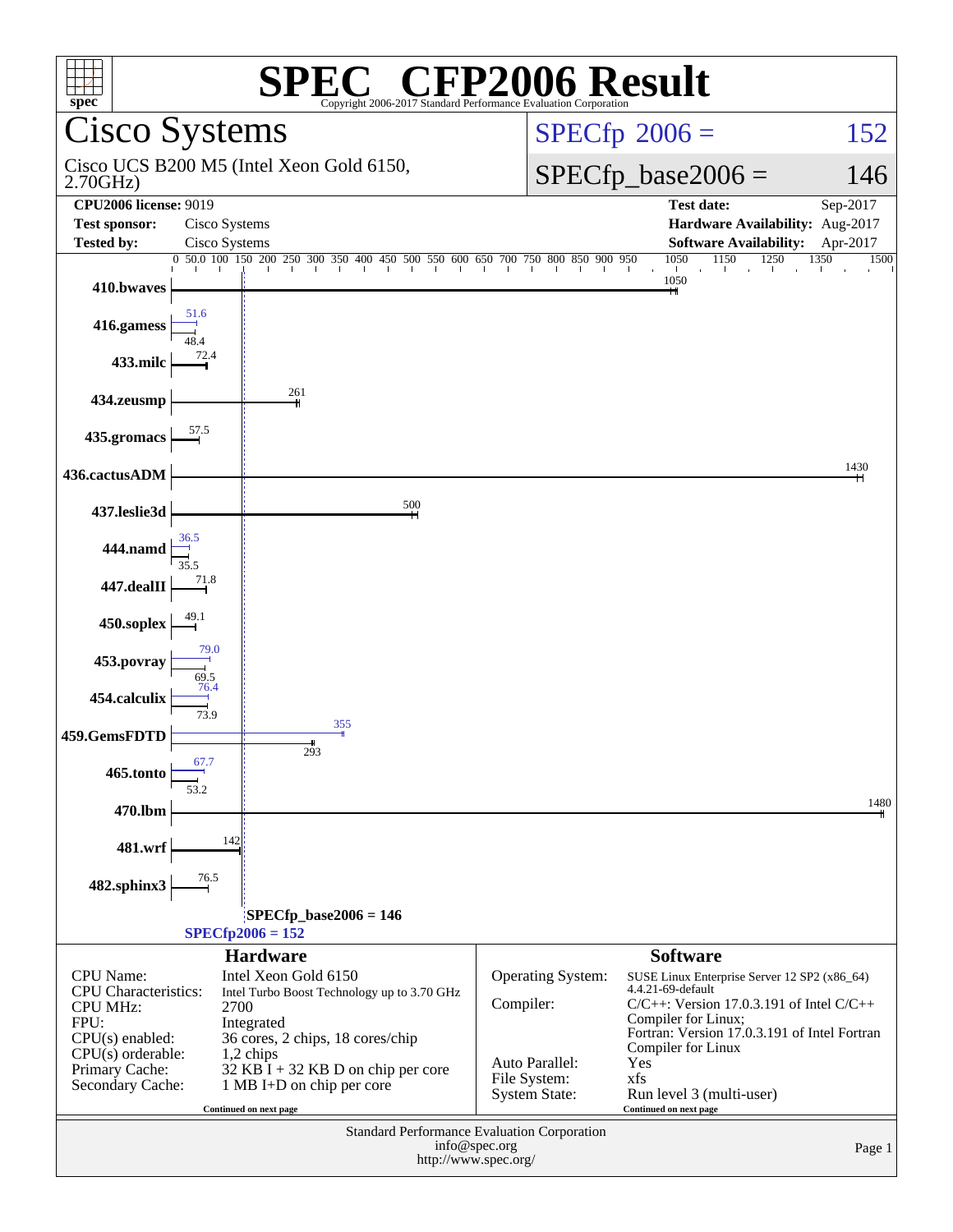# SPEC® CFP2006 Result

Copyright 2006-2017 Standard Performance Evaluation Corporation

## Cisco Systems

Cisco UCS B200 M5 (Intel Xeon Gold 6150, 2.70GHz)

SPECfp 2006 = 152

SPECfp_base2006 = 146

| | | | |
|---|---|---|---|
| **CPU2006 license:** 9019 | | **Test date:** | Sep-2017 |
| **Test sponsor:** | Cisco Systems | **Hardware Availability:** | Aug-2017 |
| **Tested by:** | Cisco Systems | **Software Availability:** | Apr-2017 |

| Benchmark | Peak | Base |
|---|---|---|
| 410.bwaves | | 1050 |
| 416.gamess | 51.6 | 48.4 |
| 433.milc | | 72.4 |
| 434.zeusmp | | 261 |
| 435.gromacs | | 57.5 |
| 436.cactusADM | | 1430 |
| 437.leslie3d | | 500 |
| 444.namd | 36.5 | 35.5 |
| 447.dealII | | 71.8 |
| 450.soplex | | 49.1 |
| 453.povray | 79.0 | 69.5 |
| 454.calculix | 76.4 | 73.9 |
| 459.GemsFDTD | 355 | 293 |
| 465.tonto | 67.7 | 53.2 |
| 470.lbm | | 1480 |
| 481.wrf | | 142 |
| 482.sphinx3 | | 76.5 |

SPECfp_base2006 = 146

SPECfp2006 = 152

### Hardware

| | |
|---|---|
| CPU Name: | Intel Xeon Gold 6150 |
| CPU Characteristics: | Intel Turbo Boost Technology up to 3.70 GHz |
| CPU MHz: | 2700 |
| FPU: | Integrated |
| CPU(s) enabled: | 36 cores, 2 chips, 18 cores/chip |
| CPU(s) orderable: | 1,2 chips |
| Primary Cache: | 32 KB I + 32 KB D on chip per core |
| Secondary Cache: | 1 MB I+D on chip per core |

Continued on next page

### Software

| | |
|---|---|
| Operating System: | SUSE Linux Enterprise Server 12 SP2 (x86_64) 4.4.21-69-default |
| Compiler: | C/C++: Version 17.0.3.191 of Intel C/C++ Compiler for Linux; Fortran: Version 17.0.3.191 of Intel Fortran Compiler for Linux |
| Auto Parallel: | Yes |
| File System: | xfs |
| System State: | Run level 3 (multi-user) |

Continued on next page

Standard Performance Evaluation Corporation
info@spec.org
http://www.spec.org/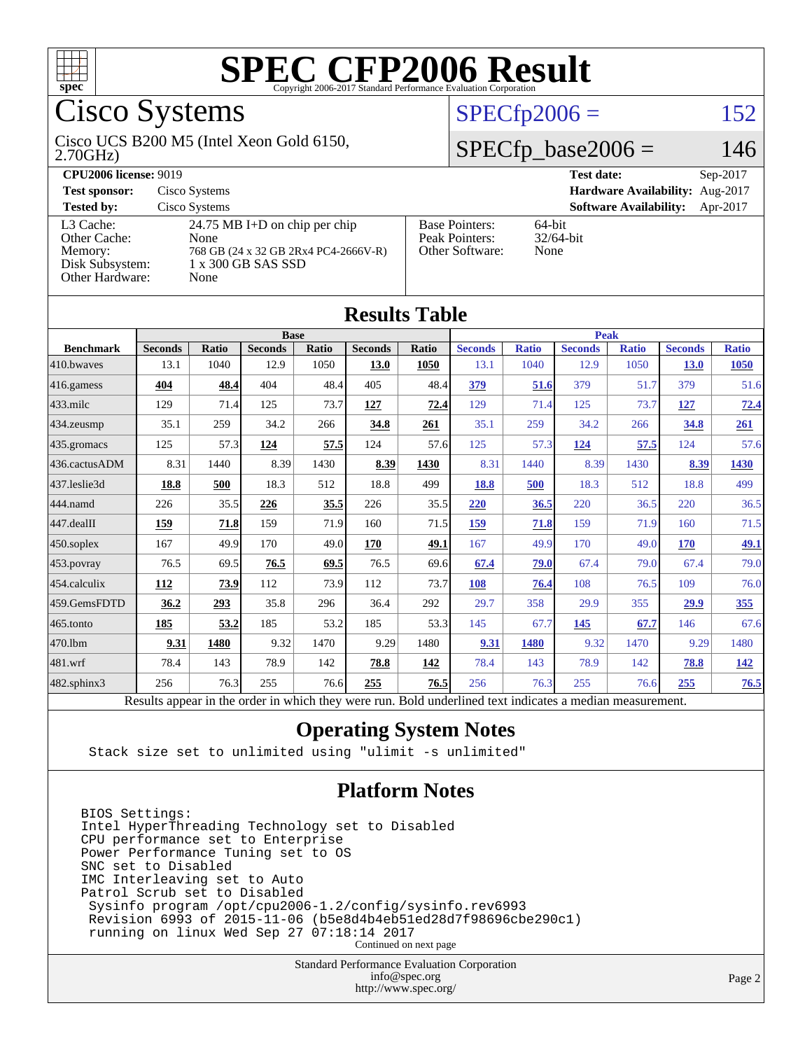# SPEC CFP2006 Result

Copyright 2006-2017 Standard Performance Evaluation Corporation

## Cisco Systems

Cisco UCS B200 M5 (Intel Xeon Gold 6150, 2.70GHz)

SPECfp2006 = 152

SPECfp_base2006 = 146

| | | | |
|---|---|---|---|
| **CPU2006 license:** 9019 | | **Test date:** | Sep-2017 |
| **Test sponsor:** | Cisco Systems | **Hardware Availability:** | Aug-2017 |
| **Tested by:** | Cisco Systems | **Software Availability:** | Apr-2017 |

| | | | |
|---|---|---|---|
| L3 Cache: | 24.75 MB I+D on chip per chip | Base Pointers: | 64-bit |
| Other Cache: | None | Peak Pointers: | 32/64-bit |
| Memory: | 768 GB (24 x 32 GB 2Rx4 PC4-2666V-R) | Other Software: | None |
| Disk Subsystem: | 1 x 300 GB SAS SSD | | |
| Other Hardware: | None | | |

## Results Table

| | Base | | | | | | Peak | | | | | |
|---|---|---|---|---|---|---|---|---|---|---|---|---|
| **Benchmark** | **Seconds** | **Ratio** | **Seconds** | **Ratio** | **Seconds** | **Ratio** | **Seconds** | **Ratio** | **Seconds** | **Ratio** | **Seconds** | **Ratio** |
| 410.bwaves | 13.1 | 1040 | 12.9 | 1050 | **13.0** | **1050** | 13.1 | 1040 | 12.9 | 1050 | **13.0** | **1050** |
| 416.gamess | **404** | **48.4** | 404 | 48.4 | 405 | 48.4 | **379** | **51.6** | 379 | 51.7 | 379 | 51.6 |
| 433.milc | 129 | 71.4 | 125 | 73.7 | **127** | **72.4** | 129 | 71.4 | 125 | 73.7 | **127** | **72.4** |
| 434.zeusmp | 35.1 | 259 | 34.2 | 266 | **34.8** | **261** | 35.1 | 259 | 34.2 | 266 | **34.8** | **261** |
| 435.gromacs | 125 | 57.3 | **124** | **57.5** | 124 | 57.6 | 125 | 57.3 | **124** | **57.5** | 124 | 57.6 |
| 436.cactusADM | 8.31 | 1440 | 8.39 | 1430 | **8.39** | **1430** | 8.31 | 1440 | 8.39 | 1430 | **8.39** | **1430** |
| 437.leslie3d | **18.8** | **500** | 18.3 | 512 | 18.8 | 499 | **18.8** | **500** | 18.3 | 512 | 18.8 | 499 |
| 444.namd | 226 | 35.5 | **226** | **35.5** | 226 | 35.5 | **220** | **36.5** | 220 | 36.5 | 220 | 36.5 |
| 447.dealII | **159** | **71.8** | 159 | 71.9 | 160 | 71.5 | **159** | **71.8** | 159 | 71.9 | 160 | 71.5 |
| 450.soplex | 167 | 49.9 | 170 | 49.0 | **170** | **49.1** | 167 | 49.9 | 170 | 49.0 | **170** | **49.1** |
| 453.povray | 76.5 | 69.5 | **76.5** | **69.5** | 76.5 | 69.6 | **67.4** | **79.0** | 67.4 | 79.0 | 67.4 | 79.0 |
| 454.calculix | **112** | **73.9** | 112 | 73.9 | 112 | 73.7 | **108** | **76.4** | 108 | 76.5 | 109 | 76.0 |
| 459.GemsFDTD | **36.2** | **293** | 35.8 | 296 | 36.4 | 292 | 29.7 | 358 | 29.9 | 355 | **29.9** | **355** |
| 465.tonto | **185** | **53.2** | 185 | 53.2 | 185 | 53.3 | 145 | 67.7 | **145** | **67.7** | 146 | 67.6 |
| 470.lbm | **9.31** | **1480** | 9.32 | 1470 | 9.29 | 1480 | **9.31** | **1480** | 9.32 | 1470 | 9.29 | 1480 |
| 481.wrf | 78.4 | 143 | 78.9 | 142 | **78.8** | **142** | 78.4 | 143 | 78.9 | 142 | **78.8** | **142** |
| 482.sphinx3 | 256 | 76.3 | 255 | 76.6 | **255** | **76.5** | 256 | 76.3 | 255 | 76.6 | **255** | **76.5** |

Results appear in the order in which they were run. Bold underlined text indicates a median measurement.

## Operating System Notes

```
Stack size set to unlimited using "ulimit -s unlimited"
```

## Platform Notes

```
BIOS Settings:
Intel HyperThreading Technology set to Disabled
CPU performance set to Enterprise
Power Performance Tuning set to OS
SNC set to Disabled
IMC Interleaving set to Auto
Patrol Scrub set to Disabled
 Sysinfo program /opt/cpu2006-1.2/config/sysinfo.rev6993
 Revision 6993 of 2015-11-06 (b5e8d4b4eb51ed28d7f98696cbe290c1)
 running on linux Wed Sep 27 07:18:14 2017
```

Continued on next page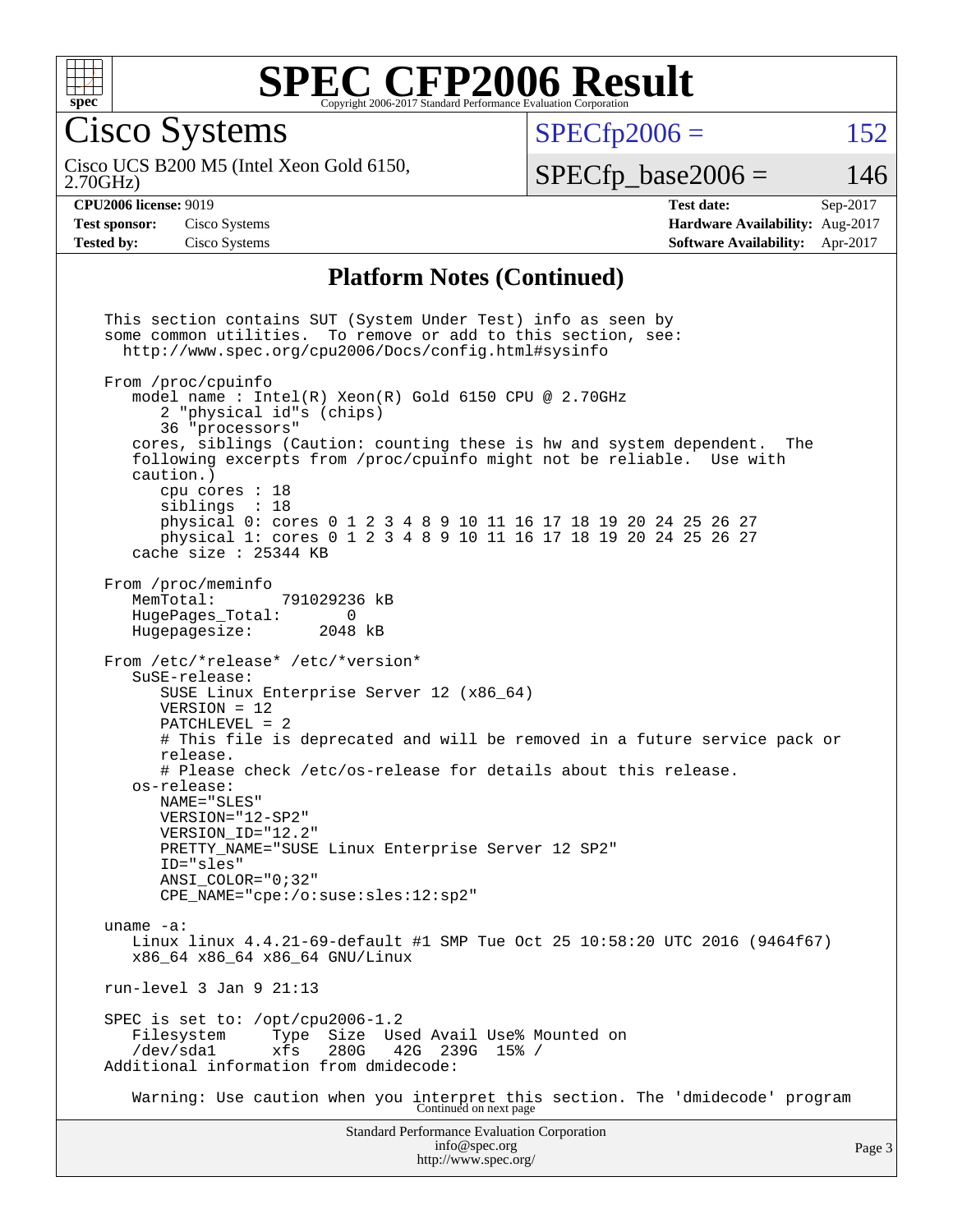# SPEC CFP2006 Result

Copyright 2006-2017 Standard Performance Evaluation Corporation

## Cisco Systems

Cisco UCS B200 M5 (Intel Xeon Gold 6150, 2.70GHz)

SPECfp2006 = 152

SPECfp_base2006 = 146

| | | | |
|---|---|---|---|
| **CPU2006 license:** 9019 | | **Test date:** | Sep-2017 |
| **Test sponsor:** | Cisco Systems | **Hardware Availability:** | Aug-2017 |
| **Tested by:** | Cisco Systems | **Software Availability:** | Apr-2017 |

### Platform Notes (Continued)

```
This section contains SUT (System Under Test) info as seen by
some common utilities.  To remove or add to this section, see:
  http://www.spec.org/cpu2006/Docs/config.html#sysinfo

From /proc/cpuinfo
   model name : Intel(R) Xeon(R) Gold 6150 CPU @ 2.70GHz
      2 "physical id"s (chips)
      36 "processors"
   cores, siblings (Caution: counting these is hw and system dependent.  The
   following excerpts from /proc/cpuinfo might not be reliable.  Use with
   caution.)
      cpu cores : 18
      siblings  : 18
      physical 0: cores 0 1 2 3 4 8 9 10 11 16 17 18 19 20 24 25 26 27
      physical 1: cores 0 1 2 3 4 8 9 10 11 16 17 18 19 20 24 25 26 27
   cache size : 25344 KB

From /proc/meminfo
   MemTotal:       791029236 kB
   HugePages_Total:       0
   Hugepagesize:       2048 kB

From /etc/*release* /etc/*version*
   SuSE-release:
      SUSE Linux Enterprise Server 12 (x86_64)
      VERSION = 12
      PATCHLEVEL = 2
      # This file is deprecated and will be removed in a future service pack or
      release.
      # Please check /etc/os-release for details about this release.
   os-release:
      NAME="SLES"
      VERSION="12-SP2"
      VERSION_ID="12.2"
      PRETTY_NAME="SUSE Linux Enterprise Server 12 SP2"
      ID="sles"
      ANSI_COLOR="0;32"
      CPE_NAME="cpe:/o:suse:sles:12:sp2"

uname -a:
   Linux linux 4.4.21-69-default #1 SMP Tue Oct 25 10:58:20 UTC 2016 (9464f67)
   x86_64 x86_64 x86_64 GNU/Linux

run-level 3 Jan 9 21:13

SPEC is set to: /opt/cpu2006-1.2
   Filesystem     Type  Size  Used Avail Use% Mounted on
   /dev/sda1      xfs   280G   42G  239G  15% /
Additional information from dmidecode:

   Warning: Use caution when you interpret this section. The 'dmidecode' program
```

Continued on next page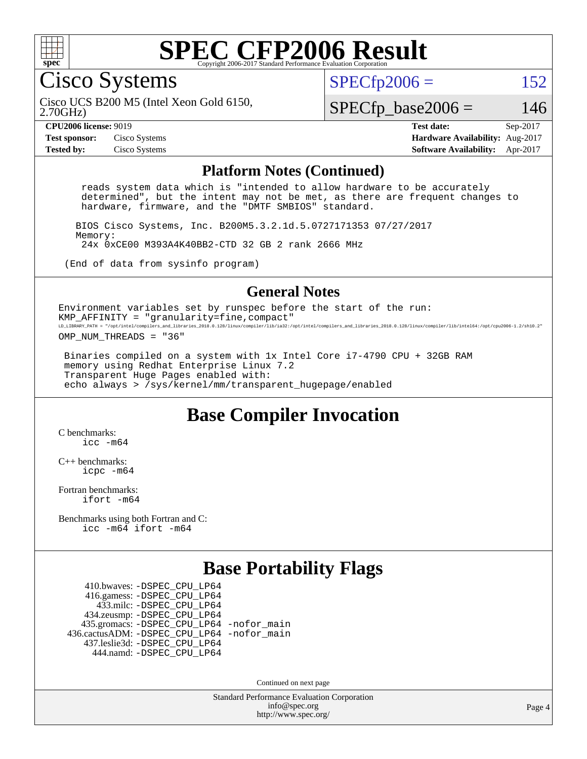# SPEC CFP2006 Result

Copyright 2006-2017 Standard Performance Evaluation Corporation

## Cisco Systems

Cisco UCS B200 M5 (Intel Xeon Gold 6150, 2.70GHz)

SPECfp2006 = 152

SPECfp_base2006 = 146

| | | | |
|---|---|---|---|
| **CPU2006 license:** 9019 | | **Test date:** | Sep-2017 |
| **Test sponsor:** | Cisco Systems | **Hardware Availability:** | Aug-2017 |
| **Tested by:** | Cisco Systems | **Software Availability:** | Apr-2017 |

### Platform Notes (Continued)

```
    reads system data which is "intended to allow hardware to be accurately
    determined", but the intent may not be met, as there are frequent changes to
    hardware, firmware, and the "DMTF SMBIOS" standard.

   BIOS Cisco Systems, Inc. B200M5.3.2.1d.5.0727171353 07/27/2017
   Memory:
    24x 0xCE00 M393A4K40BB2-CTD 32 GB 2 rank 2666 MHz

 (End of data from sysinfo program)
```

### General Notes

```
Environment variables set by runspec before the start of the run:
KMP_AFFINITY = "granularity=fine,compact"
LD_LIBRARY_PATH = "/opt/intel/compilers_and_libraries_2018.0.128/linux/compiler/lib/ia32:/opt/intel/compilers_and_libraries_2018.0.128/linux/compiler/lib/intel64:/opt/cpu2006-1.2/sh10.2"
OMP_NUM_THREADS = "36"

 Binaries compiled on a system with 1x Intel Core i7-4790 CPU + 32GB RAM
 memory using Redhat Enterprise Linux 7.2
 Transparent Huge Pages enabled with:
 echo always > /sys/kernel/mm/transparent_hugepage/enabled
```

## Base Compiler Invocation

C benchmarks:
`icc -m64`

C++ benchmarks:
`icpc -m64`

Fortran benchmarks:
`ifort -m64`

Benchmarks using both Fortran and C:
`icc -m64 ifort -m64`

## Base Portability Flags

```
      410.bwaves: -DSPEC_CPU_LP64
      416.gamess: -DSPEC_CPU_LP64
        433.milc: -DSPEC_CPU_LP64
      434.zeusmp: -DSPEC_CPU_LP64
     435.gromacs: -DSPEC_CPU_LP64 -nofor_main
  436.cactusADM: -DSPEC_CPU_LP64 -nofor_main
     437.leslie3d: -DSPEC_CPU_LP64
        444.namd: -DSPEC_CPU_LP64
```

Continued on next page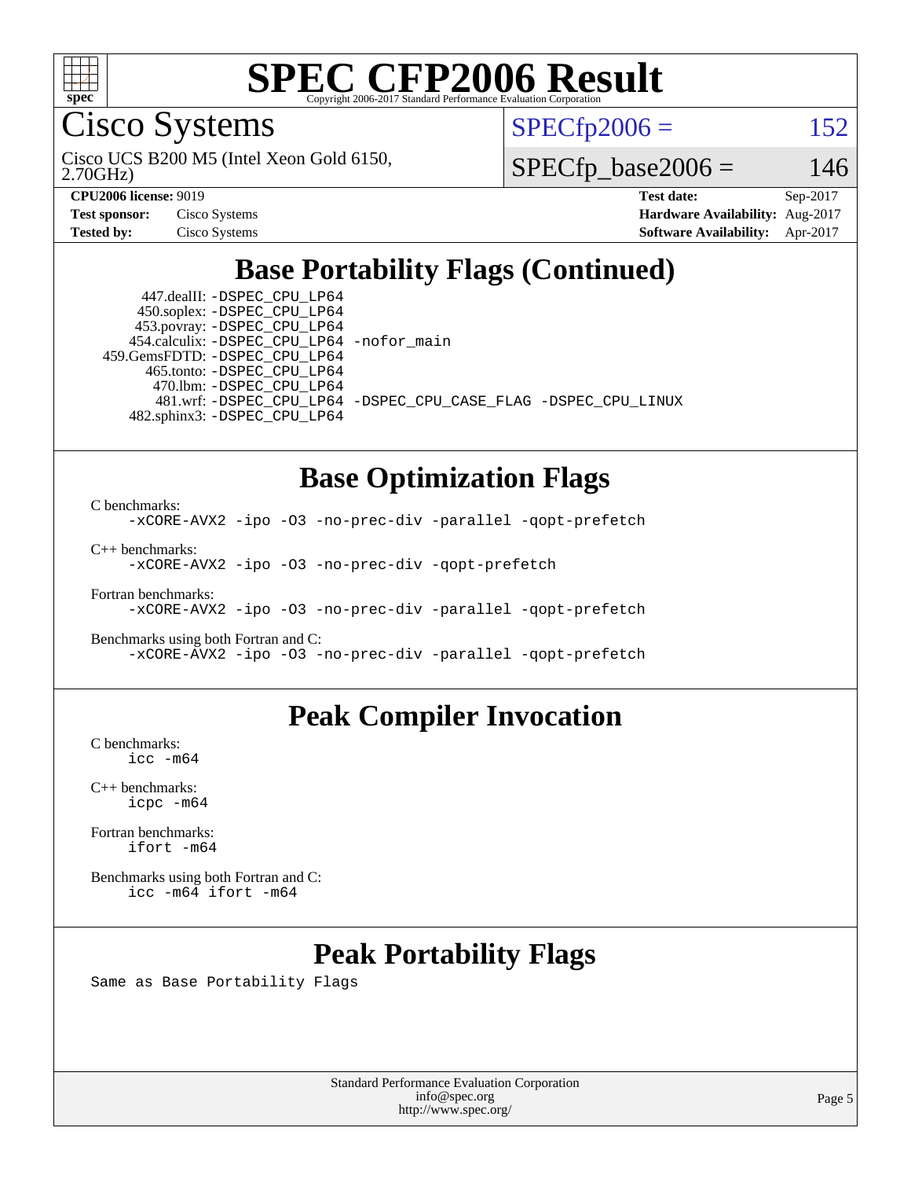# SPEC CFP2006 Result

Copyright 2006-2017 Standard Performance Evaluation Corporation

## Cisco Systems

Cisco UCS B200 M5 (Intel Xeon Gold 6150, 2.70GHz)

SPECfp2006 = 152

SPECfp_base2006 = 146

| | | | |
|---|---|---|---|
| **CPU2006 license:** 9019 | | **Test date:** | Sep-2017 |
| **Test sponsor:** | Cisco Systems | **Hardware Availability:** | Aug-2017 |
| **Tested by:** | Cisco Systems | **Software Availability:** | Apr-2017 |

## Base Portability Flags (Continued)

```
     447.dealII: -DSPEC_CPU_LP64
     450.soplex: -DSPEC_CPU_LP64
     453.povray: -DSPEC_CPU_LP64
   454.calculix: -DSPEC_CPU_LP64 -nofor_main
  459.GemsFDTD: -DSPEC_CPU_LP64
      465.tonto: -DSPEC_CPU_LP64
        470.lbm: -DSPEC_CPU_LP64
        481.wrf: -DSPEC_CPU_LP64 -DSPEC_CPU_CASE_FLAG -DSPEC_CPU_LINUX
    482.sphinx3: -DSPEC_CPU_LP64
```

## Base Optimization Flags

C benchmarks:
```
-xCORE-AVX2 -ipo -O3 -no-prec-div -parallel -qopt-prefetch
```

C++ benchmarks:
```
-xCORE-AVX2 -ipo -O3 -no-prec-div -qopt-prefetch
```

Fortran benchmarks:
```
-xCORE-AVX2 -ipo -O3 -no-prec-div -parallel -qopt-prefetch
```

Benchmarks using both Fortran and C:
```
-xCORE-AVX2 -ipo -O3 -no-prec-div -parallel -qopt-prefetch
```

## Peak Compiler Invocation

C benchmarks:
```
icc -m64
```

C++ benchmarks:
```
icpc -m64
```

Fortran benchmarks:
```
ifort -m64
```

Benchmarks using both Fortran and C:
```
icc -m64 ifort -m64
```

## Peak Portability Flags

Same as Base Portability Flags

Standard Performance Evaluation Corporation
info@spec.org
http://www.spec.org/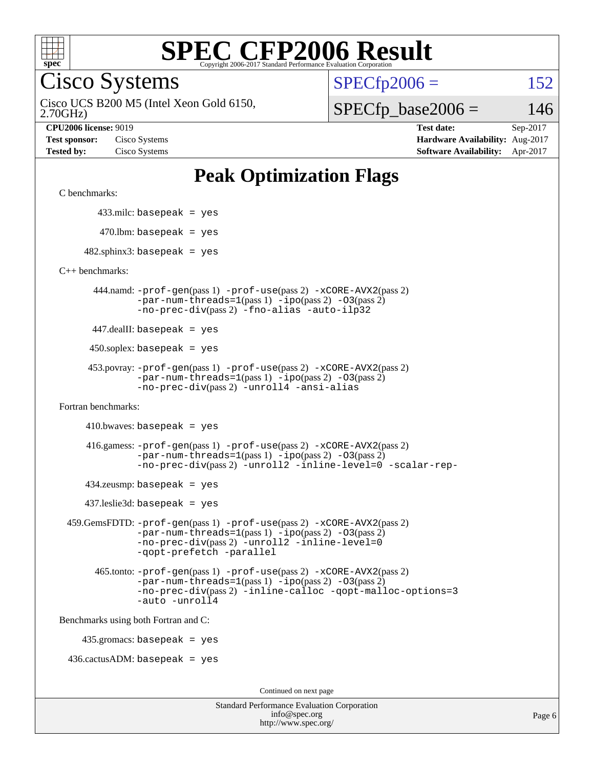# SPEC CFP2006 Result

Copyright 2006-2017 Standard Performance Evaluation Corporation

## Cisco Systems

Cisco UCS B200 M5 (Intel Xeon Gold 6150, 2.70GHz)

SPECfp2006 = 152

SPECfp_base2006 = 146

| | | | |
|---|---|---|---|
| **CPU2006 license:** 9019 | | **Test date:** | Sep-2017 |
| **Test sponsor:** | Cisco Systems | **Hardware Availability:** | Aug-2017 |
| **Tested by:** | Cisco Systems | **Software Availability:** | Apr-2017 |

# Peak Optimization Flags

C benchmarks:

433.milc: `basepeak = yes`

470.lbm: `basepeak = yes`

482.sphinx3: `basepeak = yes`

C++ benchmarks:

444.namd: `-prof-gen`(pass 1) `-prof-use`(pass 2) `-xCORE-AVX2`(pass 2) `-par-num-threads=1`(pass 1) `-ipo`(pass 2) `-O3`(pass 2) `-no-prec-div`(pass 2) `-fno-alias` `-auto-ilp32`

447.dealII: `basepeak = yes`

450.soplex: `basepeak = yes`

453.povray: `-prof-gen`(pass 1) `-prof-use`(pass 2) `-xCORE-AVX2`(pass 2) `-par-num-threads=1`(pass 1) `-ipo`(pass 2) `-O3`(pass 2) `-no-prec-div`(pass 2) `-unroll4` `-ansi-alias`

Fortran benchmarks:

410.bwaves: `basepeak = yes`

416.gamess: `-prof-gen`(pass 1) `-prof-use`(pass 2) `-xCORE-AVX2`(pass 2) `-par-num-threads=1`(pass 1) `-ipo`(pass 2) `-O3`(pass 2) `-no-prec-div`(pass 2) `-unroll2` `-inline-level=0` `-scalar-rep-`

434.zeusmp: `basepeak = yes`

437.leslie3d: `basepeak = yes`

459.GemsFDTD: `-prof-gen`(pass 1) `-prof-use`(pass 2) `-xCORE-AVX2`(pass 2) `-par-num-threads=1`(pass 1) `-ipo`(pass 2) `-O3`(pass 2) `-no-prec-div`(pass 2) `-unroll2` `-inline-level=0` `-qopt-prefetch` `-parallel`

465.tonto: `-prof-gen`(pass 1) `-prof-use`(pass 2) `-xCORE-AVX2`(pass 2) `-par-num-threads=1`(pass 1) `-ipo`(pass 2) `-O3`(pass 2) `-no-prec-div`(pass 2) `-inline-calloc` `-qopt-malloc-options=3` `-auto` `-unroll4`

Benchmarks using both Fortran and C:

435.gromacs: `basepeak = yes`

436.cactusADM: `basepeak = yes`

Continued on next page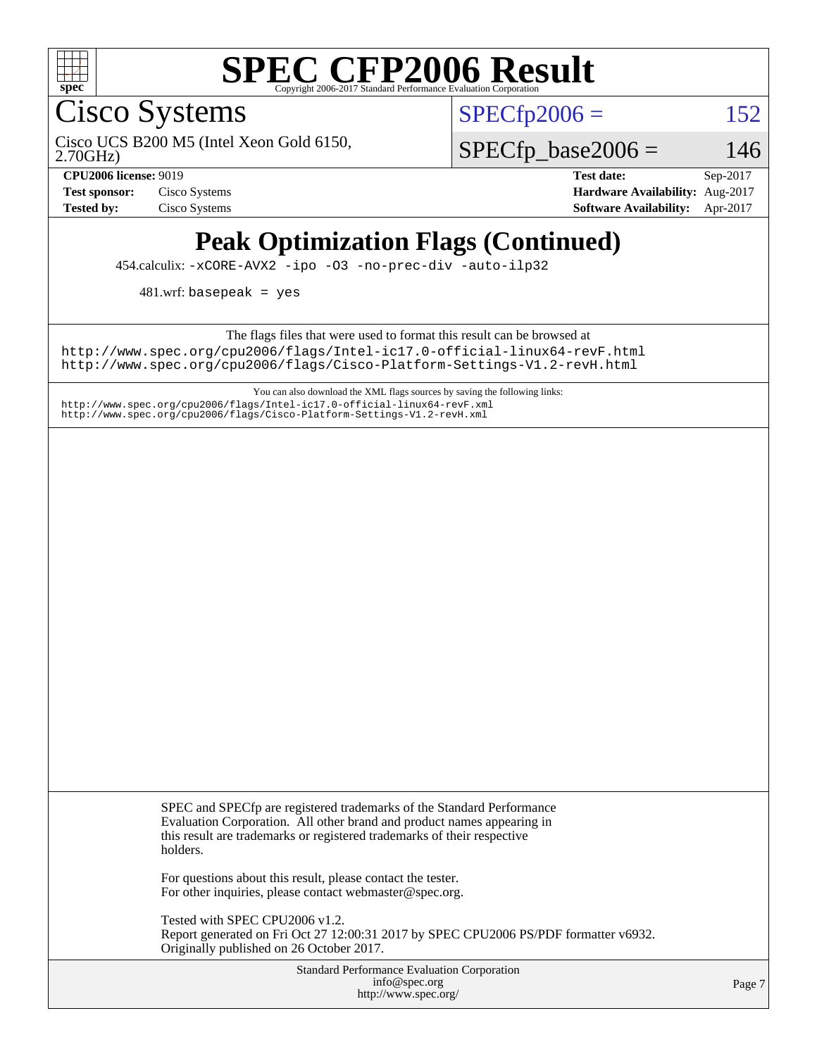# Peak Optimization Flags (Continued)

454.calculix: -xCORE-AVX2 -ipo -O3 -no-prec-div -auto-ilp32

481.wrf: basepeak = yes

The flags files that were used to format this result can be browsed at
http://www.spec.org/cpu2006/flags/Intel-ic17.0-official-linux64-revF.html
http://www.spec.org/cpu2006/flags/Cisco-Platform-Settings-V1.2-revH.html

You can also download the XML flags sources by saving the following links:
http://www.spec.org/cpu2006/flags/Intel-ic17.0-official-linux64-revF.xml
http://www.spec.org/cpu2006/flags/Cisco-Platform-Settings-V1.2-revH.xml

SPEC and SPECfp are registered trademarks of the Standard Performance Evaluation Corporation. All other brand and product names appearing in this result are trademarks or registered trademarks of their respective holders.

For questions about this result, please contact the tester.
For other inquiries, please contact webmaster@spec.org.

Tested with SPEC CPU2006 v1.2.
Report generated on Fri Oct 27 12:00:31 2017 by SPEC CPU2006 PS/PDF formatter v6932.
Originally published on 26 October 2017.